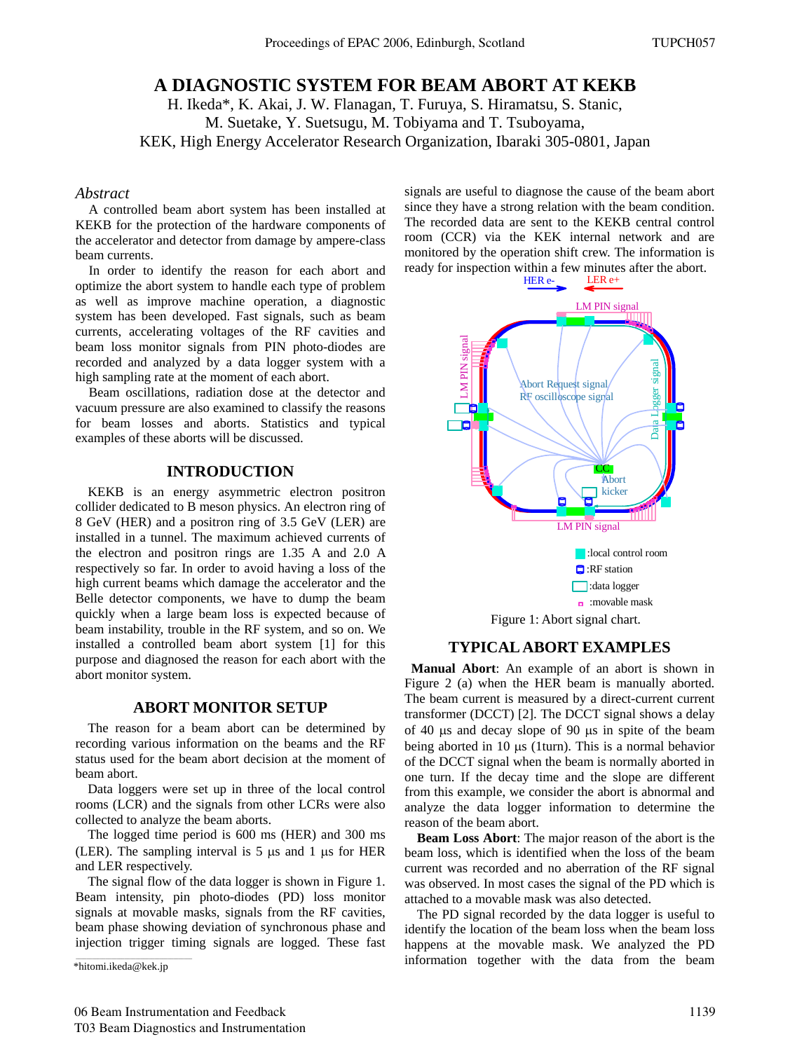# A DIAGNOSTIC SYSTEM FOR BEAM ABORT AT KEKB

H. Ikeda*, K. Akai, J. W. Flanagan, T. Furuya, S. Hiramatsu, S. Stanic, M. Suetake, Y. Suetsugu, M. Tobiyama and T. Tsuboyama,
KEK, High Energy Accelerator Research Organization, Ibaraki 305-0801, Japan

*Abstract*

A controlled beam abort system has been installed at KEKB for the protection of the hardware components of the accelerator and detector from damage by ampere-class beam currents.

In order to identify the reason for each abort and optimize the abort system to handle each type of problem as well as improve machine operation, a diagnostic system has been developed. Fast signals, such as beam currents, accelerating voltages of the RF cavities and beam loss monitor signals from PIN photo-diodes are recorded and analyzed by a data logger system with a high sampling rate at the moment of each abort.

Beam oscillations, radiation dose at the detector and vacuum pressure are also examined to classify the reasons for beam losses and aborts. Statistics and typical examples of these aborts will be discussed.

## INTRODUCTION

KEKB is an energy asymmetric electron positron collider dedicated to B meson physics. An electron ring of 8 GeV (HER) and a positron ring of 3.5 GeV (LER) are installed in a tunnel. The maximum achieved currents of the electron and positron rings are 1.35 A and 2.0 A respectively so far. In order to avoid having a loss of the high current beams which damage the accelerator and the Belle detector components, we have to dump the beam quickly when a large beam loss is expected because of beam instability, trouble in the RF system, and so on. We installed a controlled beam abort system [1] for this purpose and diagnosed the reason for each abort with the abort monitor system.

## ABORT MONITOR SETUP

The reason for a beam abort can be determined by recording various information on the beams and the RF status used for the beam abort decision at the moment of beam abort.

Data loggers were set up in three of the local control rooms (LCR) and the signals from other LCRs were also collected to analyze the beam aborts.

The logged time period is 600 ms (HER) and 300 ms (LER). The sampling interval is 5 μs and 1 μs for HER and LER respectively.

The signal flow of the data logger is shown in Figure 1. Beam intensity, pin photo-diodes (PD) loss monitor signals at movable masks, signals from the RF cavities, beam phase showing deviation of synchronous phase and injection trigger timing signals are logged. These fast signals are useful to diagnose the cause of the beam abort since they have a strong relation with the beam condition. The recorded data are sent to the KEKB central control room (CCR) via the KEK internal network and are monitored by the operation shift crew. The information is ready for inspection within a few minutes after the abort.

Figure 1: Abort signal chart.

## TYPICAL ABORT EXAMPLES

**Manual Abort**: An example of an abort is shown in Figure 2 (a) when the HER beam is manually aborted. The beam current is measured by a direct-current current transformer (DCCT) [2]. The DCCT signal shows a delay of 40 μs and decay slope of 90 μs in spite of the beam being aborted in 10 μs (1turn). This is a normal behavior of the DCCT signal when the beam is normally aborted in one turn. If the decay time and the slope are different from this example, we consider the abort is abnormal and analyze the data logger information to determine the reason of the beam abort.

**Beam Loss Abort**: The major reason of the abort is the beam loss, which is identified when the loss of the beam current was recorded and no aberration of the RF signal was observed. In most cases the signal of the PD which is attached to a movable mask was also detected.

The PD signal recorded by the data logger is useful to identify the location of the beam loss when the beam loss happens at the movable mask. We analyzed the PD information together with the data from the beam

*hitomi.ikeda@kek.jp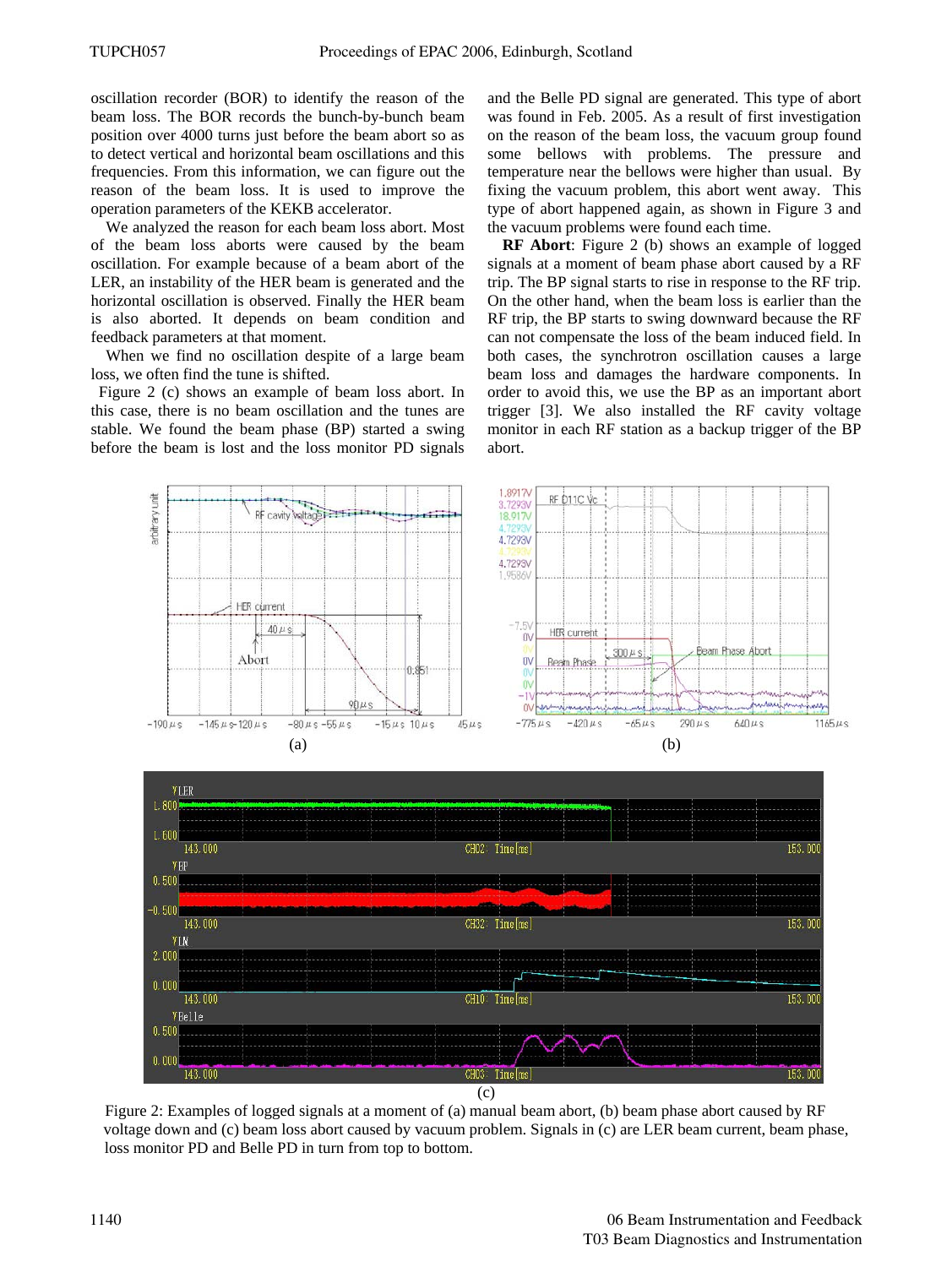oscillation recorder (BOR) to identify the reason of the beam loss. The BOR records the bunch-by-bunch beam position over 4000 turns just before the beam abort so as to detect vertical and horizontal beam oscillations and this frequencies. From this information, we can figure out the reason of the beam loss. It is used to improve the operation parameters of the KEKB accelerator.

We analyzed the reason for each beam loss abort. Most of the beam loss aborts were caused by the beam oscillation. For example because of a beam abort of the LER, an instability of the HER beam is generated and the horizontal oscillation is observed. Finally the HER beam is also aborted. It depends on beam condition and feedback parameters at that moment.

When we find no oscillation despite of a large beam loss, we often find the tune is shifted.

Figure 2 (c) shows an example of beam loss abort. In this case, there is no beam oscillation and the tunes are stable. We found the beam phase (BP) started a swing before the beam is lost and the loss monitor PD signals and the Belle PD signal are generated. This type of abort was found in Feb. 2005. As a result of first investigation on the reason of the beam loss, the vacuum group found some bellows with problems. The pressure and temperature near the bellows were higher than usual. By fixing the vacuum problem, this abort went away. This type of abort happened again, as shown in Figure 3 and the vacuum problems were found each time.

**RF Abort**: Figure 2 (b) shows an example of logged signals at a moment of beam phase abort caused by a RF trip. The BP signal starts to rise in response to the RF trip. On the other hand, when the beam loss is earlier than the RF trip, the BP starts to swing downward because the RF can not compensate the loss of the beam induced field. In both cases, the synchrotron oscillation causes a large beam loss and damages the hardware components. In order to avoid this, we use the BP as an important abort trigger [3]. We also installed the RF cavity voltage monitor in each RF station as a backup trigger of the BP abort.

Figure 2: Examples of logged signals at a moment of (a) manual beam abort, (b) beam phase abort caused by RF voltage down and (c) beam loss abort caused by vacuum problem. Signals in (c) are LER beam current, beam phase, loss monitor PD and Belle PD in turn from top to bottom.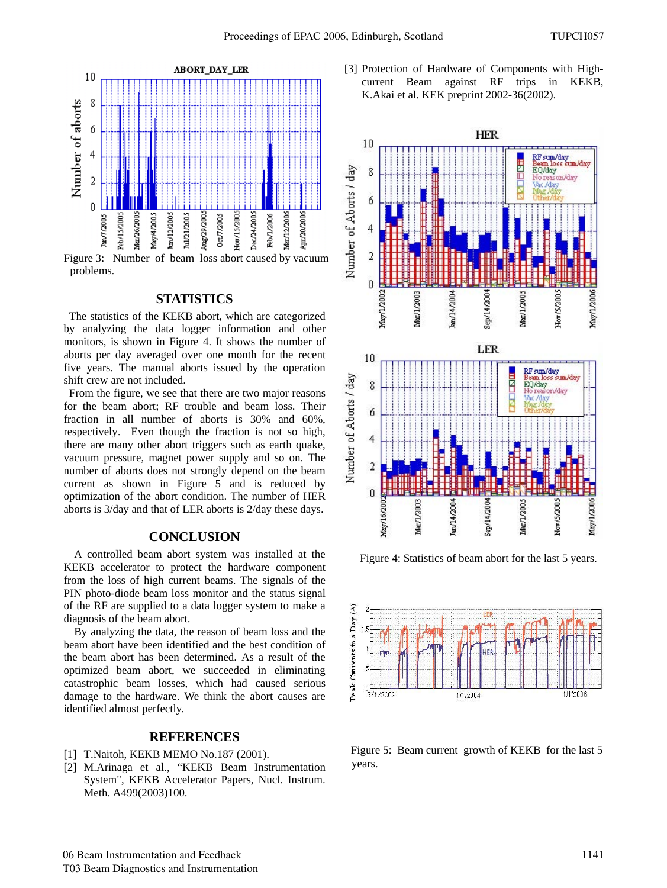ABORT_DAY_LER

Number of aborts

10
8
6
4
2
0

Jan/7/2005
Feb/15/2005
Mar/26/2005
May/4/2005
Jun/12/2005
Jul/21/2005
Aug/29/2005
Oct/7/2005
Nov/15/2005
Dec/24/2005
Feb/1/2006
Mar/12/2006
Apr/20/2006

Figure 3: Number of beam loss abort caused by vacuum problems.

## STATISTICS

The statistics of the KEKB abort, which are categorized by analyzing the data logger information and other monitors, is shown in Figure 4. It shows the number of aborts per day averaged over one month for the recent five years. The manual aborts issued by the operation shift crew are not included.

From the figure, we see that there are two major reasons for the beam abort; RF trouble and beam loss. Their fraction in all number of aborts is 30% and 60%, respectively. Even though the fraction is not so high, there are many other abort triggers such as earth quake, vacuum pressure, magnet power supply and so on. The number of aborts does not strongly depend on the beam current as shown in Figure 5 and is reduced by optimization of the abort condition. The number of HER aborts is 3/day and that of LER aborts is 2/day these days.

## CONCLUSION

A controlled beam abort system was installed at the KEKB accelerator to protect the hardware component from the loss of high current beams. The signals of the PIN photo-diode beam loss monitor and the status signal of the RF are supplied to a data logger system to make a diagnosis of the beam abort.

By analyzing the data, the reason of beam loss and the beam abort have been identified and the best condition of the beam abort has been determined. As a result of the optimized beam abort, we succeeded in eliminating catastrophic beam losses, which had caused serious damage to the hardware. We think the abort causes are identified almost perfectly.

## REFERENCES

[1] T.Naitoh, KEKB MEMO No.187 (2001).

[2] M.Arinaga et al., "KEKB Beam Instrumentation System", KEKB Accelerator Papers, Nucl. Instrum. Meth. A499(2003)100.

[3] Protection of Hardware of Components with High-current Beam against RF trips in KEKB, K.Akai et al. KEK preprint 2002-36(2002).

HER

Number of Aborts / day

10
8
6
4
2
0

RF sum/day
Beam loss sum/day
EQ/day
No reason/day
Vac /day
Mag /day
Other/day

May/1/2002
Mar/1/2003
Jan/14/2004
Sep/14/2004
Mar/1/2005
Nov/5/2005
May/1/2006

LER

Number of Aborts / day

10
8
6
4
2
0

RF sum/day
Beam loss sum/day
EQ/day
No reason/day
Vac /day
Mag /day
Other/day

May/16/2002
Mar/1/2003
Jan/14/2004
Sep/14/2004
Mar/1/2005
Nov/5/2005
May/1/2006

Figure 4: Statistics of beam abort for the last 5 years.

Peak Currents in a Day (A)

2
1.5
1
.5
0

LER
HER

5/1/2002
1/1/2004
1/1/2006

Figure 5: Beam current growth of KEKB for the last 5 years.